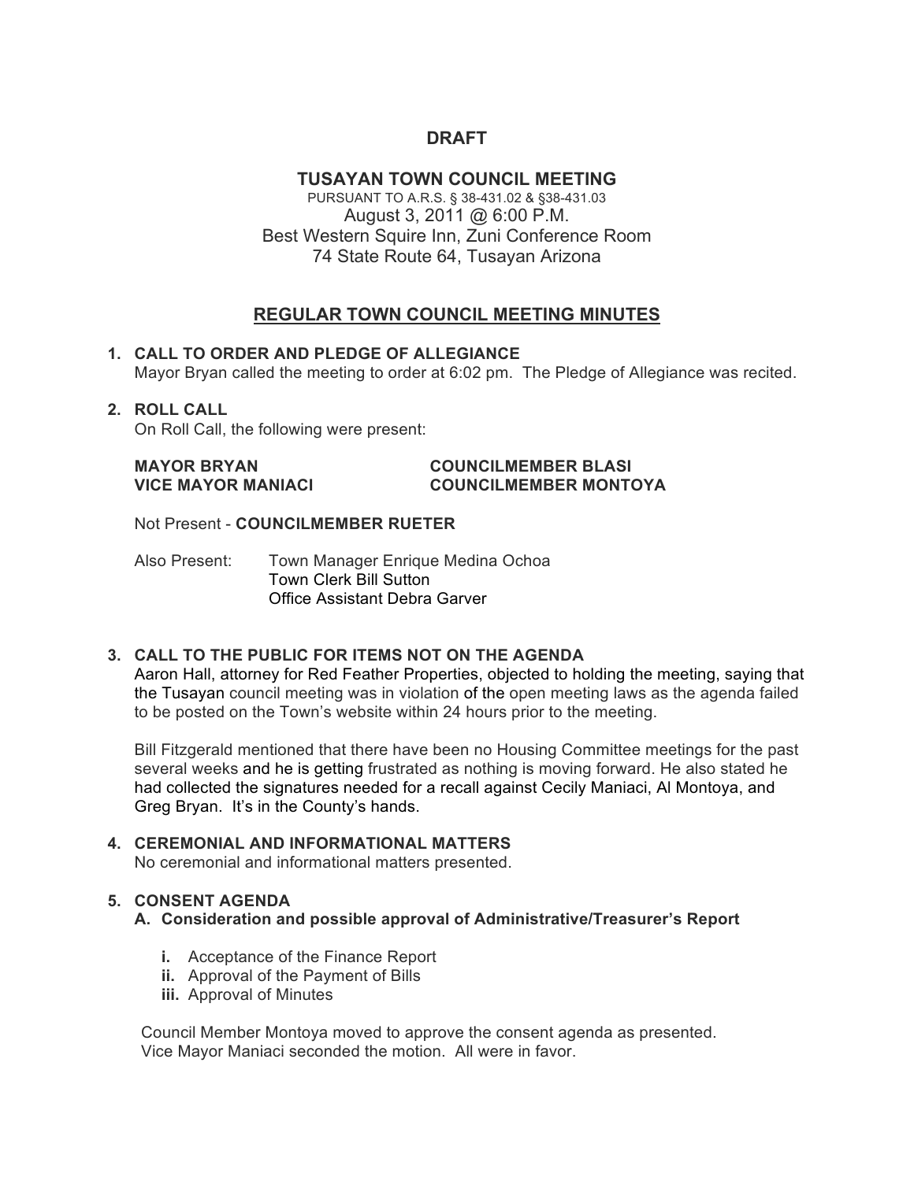# DRAFT

# TUSAYAN TOWN COUNCIL MEETING

PURSUANT TO A.R.S. § 38-431.02 & §38-431.03
August 3, 2011 @ 6:00 P.M.
Best Western Squire Inn, Zuni Conference Room
74 State Route 64, Tusayan Arizona

## REGULAR TOWN COUNCIL MEETING MINUTES

**1. CALL TO ORDER AND PLEDGE OF ALLEGIANCE**
Mayor Bryan called the meeting to order at 6:02 pm. The Pledge of Allegiance was recited.

**2. ROLL CALL**
On Roll Call, the following were present:

**MAYOR BRYAN** **COUNCILMEMBER BLASI**
**VICE MAYOR MANIACI** **COUNCILMEMBER MONTOYA**

Not Present - **COUNCILMEMBER RUETER**

Also Present: Town Manager Enrique Medina Ochoa
Town Clerk Bill Sutton
Office Assistant Debra Garver

**3. CALL TO THE PUBLIC FOR ITEMS NOT ON THE AGENDA**
Aaron Hall, attorney for Red Feather Properties, objected to holding the meeting, saying that the Tusayan council meeting was in violation of the open meeting laws as the agenda failed to be posted on the Town's website within 24 hours prior to the meeting.

Bill Fitzgerald mentioned that there have been no Housing Committee meetings for the past several weeks and he is getting frustrated as nothing is moving forward. He also stated he had collected the signatures needed for a recall against Cecily Maniaci, Al Montoya, and Greg Bryan. It's in the County's hands.

**4. CEREMONIAL AND INFORMATIONAL MATTERS**
No ceremonial and informational matters presented.

**5. CONSENT AGENDA**
**A. Consideration and possible approval of Administrative/Treasurer's Report**

- **i.** Acceptance of the Finance Report
- **ii.** Approval of the Payment of Bills
- **iii.** Approval of Minutes

Council Member Montoya moved to approve the consent agenda as presented. Vice Mayor Maniaci seconded the motion. All were in favor.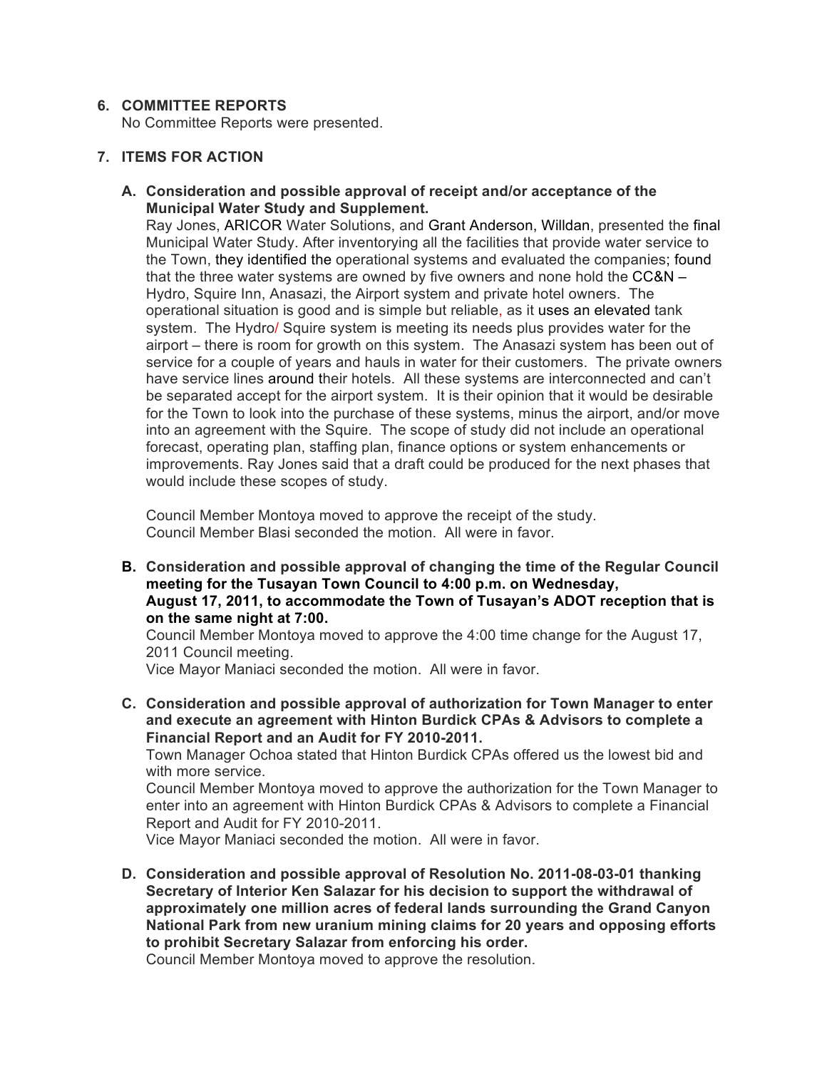6. **COMMITTEE REPORTS**

   No Committee Reports were presented.

7. **ITEMS FOR ACTION**

   **A. Consideration and possible approval of receipt and/or acceptance of the Municipal Water Study and Supplement.**

   Ray Jones, ARICOR Water Solutions, and Grant Anderson, Willdan, presented the final Municipal Water Study. After inventorying all the facilities that provide water service to the Town, they identified the operational systems and evaluated the companies; found that the three water systems are owned by five owners and none hold the CC&N – Hydro, Squire Inn, Anasazi, the Airport system and private hotel owners. The operational situation is good and is simple but reliable, as it uses an elevated tank system. The Hydro/ Squire system is meeting its needs plus provides water for the airport – there is room for growth on this system. The Anasazi system has been out of service for a couple of years and hauls in water for their customers. The private owners have service lines around their hotels. All these systems are interconnected and can't be separated accept for the airport system. It is their opinion that it would be desirable for the Town to look into the purchase of these systems, minus the airport, and/or move into an agreement with the Squire. The scope of study did not include an operational forecast, operating plan, staffing plan, finance options or system enhancements or improvements. Ray Jones said that a draft could be produced for the next phases that would include these scopes of study.

   Council Member Montoya moved to approve the receipt of the study.
   Council Member Blasi seconded the motion. All were in favor.

   **B. Consideration and possible approval of changing the time of the Regular Council meeting for the Tusayan Town Council to 4:00 p.m. on Wednesday, August 17, 2011, to accommodate the Town of Tusayan's ADOT reception that is on the same night at 7:00.**

   Council Member Montoya moved to approve the 4:00 time change for the August 17, 2011 Council meeting.
   Vice Mayor Maniaci seconded the motion. All were in favor.

   **C. Consideration and possible approval of authorization for Town Manager to enter and execute an agreement with Hinton Burdick CPAs & Advisors to complete a Financial Report and an Audit for FY 2010-2011.**

   Town Manager Ochoa stated that Hinton Burdick CPAs offered us the lowest bid and with more service.
   Council Member Montoya moved to approve the authorization for the Town Manager to enter into an agreement with Hinton Burdick CPAs & Advisors to complete a Financial Report and Audit for FY 2010-2011.
   Vice Mayor Maniaci seconded the motion. All were in favor.

   **D. Consideration and possible approval of Resolution No. 2011-08-03-01 thanking Secretary of Interior Ken Salazar for his decision to support the withdrawal of approximately one million acres of federal lands surrounding the Grand Canyon National Park from new uranium mining claims for 20 years and opposing efforts to prohibit Secretary Salazar from enforcing his order.**

   Council Member Montoya moved to approve the resolution.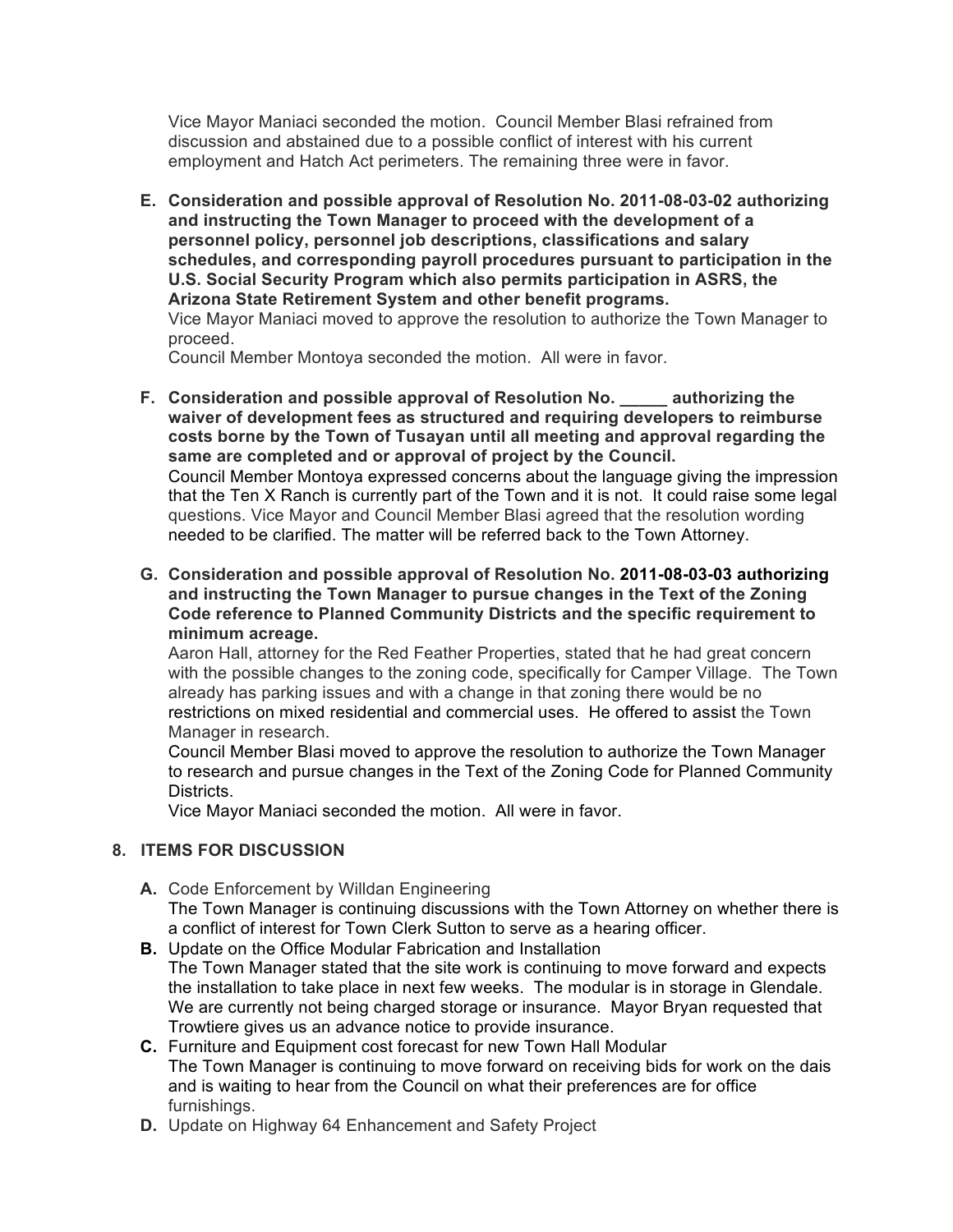Vice Mayor Maniaci seconded the motion. Council Member Blasi refrained from discussion and abstained due to a possible conflict of interest with his current employment and Hatch Act perimeters. The remaining three were in favor.

**E. Consideration and possible approval of Resolution No. 2011-08-03-02 authorizing and instructing the Town Manager to proceed with the development of a personnel policy, personnel job descriptions, classifications and salary schedules, and corresponding payroll procedures pursuant to participation in the U.S. Social Security Program which also permits participation in ASRS, the Arizona State Retirement System and other benefit programs.**
Vice Mayor Maniaci moved to approve the resolution to authorize the Town Manager to proceed.
Council Member Montoya seconded the motion. All were in favor.

**F. Consideration and possible approval of Resolution No. _____ authorizing the waiver of development fees as structured and requiring developers to reimburse costs borne by the Town of Tusayan until all meeting and approval regarding the same are completed and or approval of project by the Council.**
Council Member Montoya expressed concerns about the language giving the impression that the Ten X Ranch is currently part of the Town and it is not. It could raise some legal questions. Vice Mayor and Council Member Blasi agreed that the resolution wording needed to be clarified. The matter will be referred back to the Town Attorney.

**G. Consideration and possible approval of Resolution No. 2011-08-03-03 authorizing and instructing the Town Manager to pursue changes in the Text of the Zoning Code reference to Planned Community Districts and the specific requirement to minimum acreage.**
Aaron Hall, attorney for the Red Feather Properties, stated that he had great concern with the possible changes to the zoning code, specifically for Camper Village. The Town already has parking issues and with a change in that zoning there would be no restrictions on mixed residential and commercial uses. He offered to assist the Town Manager in research.
Council Member Blasi moved to approve the resolution to authorize the Town Manager to research and pursue changes in the Text of the Zoning Code for Planned Community Districts.
Vice Mayor Maniaci seconded the motion. All were in favor.

## 8. ITEMS FOR DISCUSSION

**A.** Code Enforcement by Willdan Engineering
The Town Manager is continuing discussions with the Town Attorney on whether there is a conflict of interest for Town Clerk Sutton to serve as a hearing officer.

**B.** Update on the Office Modular Fabrication and Installation
The Town Manager stated that the site work is continuing to move forward and expects the installation to take place in next few weeks. The modular is in storage in Glendale. We are currently not being charged storage or insurance. Mayor Bryan requested that Trowtiere gives us an advance notice to provide insurance.

**C.** Furniture and Equipment cost forecast for new Town Hall Modular
The Town Manager is continuing to move forward on receiving bids for work on the dais and is waiting to hear from the Council on what their preferences are for office furnishings.

**D.** Update on Highway 64 Enhancement and Safety Project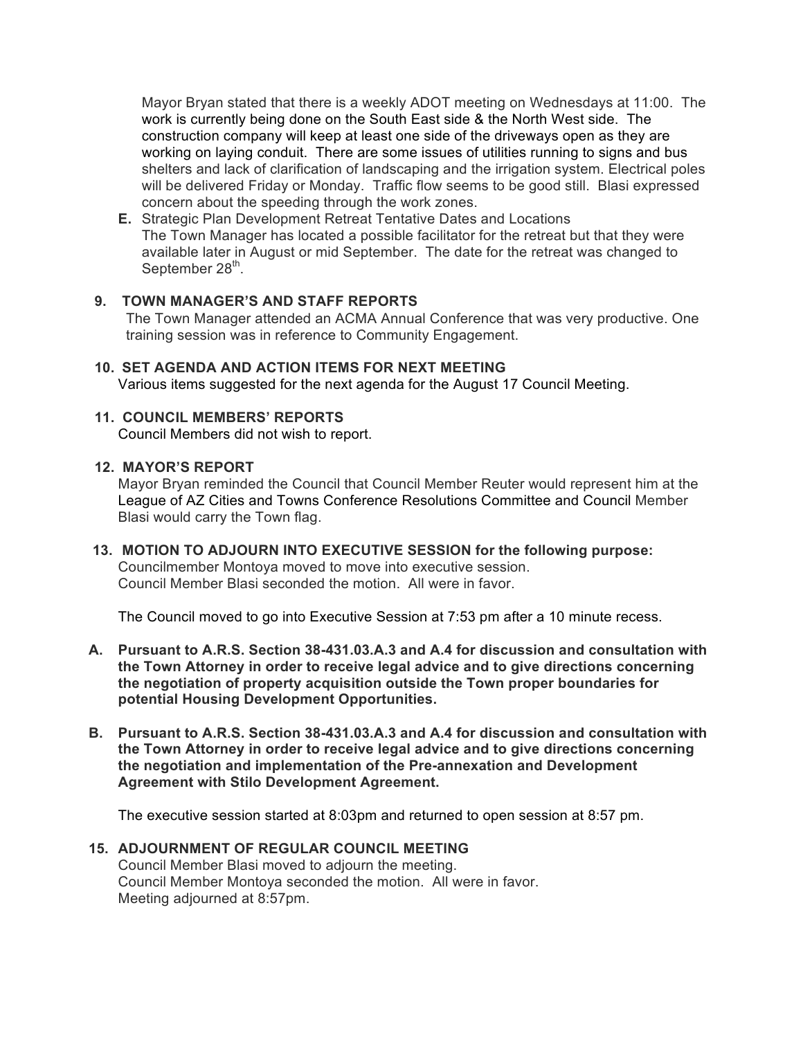Mayor Bryan stated that there is a weekly ADOT meeting on Wednesdays at 11:00. The work is currently being done on the South East side & the North West side. The construction company will keep at least one side of the driveways open as they are working on laying conduit. There are some issues of utilities running to signs and bus shelters and lack of clarification of landscaping and the irrigation system. Electrical poles will be delivered Friday or Monday. Traffic flow seems to be good still. Blasi expressed concern about the speeding through the work zones.

**E.** Strategic Plan Development Retreat Tentative Dates and Locations
The Town Manager has located a possible facilitator for the retreat but that they were available later in August or mid September. The date for the retreat was changed to September 28th.

**9. TOWN MANAGER'S AND STAFF REPORTS**
The Town Manager attended an ACMA Annual Conference that was very productive. One training session was in reference to Community Engagement.

**10. SET AGENDA AND ACTION ITEMS FOR NEXT MEETING**
Various items suggested for the next agenda for the August 17 Council Meeting.

**11. COUNCIL MEMBERS' REPORTS**
Council Members did not wish to report.

**12. MAYOR'S REPORT**
Mayor Bryan reminded the Council that Council Member Reuter would represent him at the League of AZ Cities and Towns Conference Resolutions Committee and Council Member Blasi would carry the Town flag.

**13. MOTION TO ADJOURN INTO EXECUTIVE SESSION for the following purpose:**
Councilmember Montoya moved to move into executive session.
Council Member Blasi seconded the motion. All were in favor.

The Council moved to go into Executive Session at 7:53 pm after a 10 minute recess.

**A. Pursuant to A.R.S. Section 38-431.03.A.3 and A.4 for discussion and consultation with the Town Attorney in order to receive legal advice and to give directions concerning the negotiation of property acquisition outside the Town proper boundaries for potential Housing Development Opportunities.**

**B. Pursuant to A.R.S. Section 38-431.03.A.3 and A.4 for discussion and consultation with the Town Attorney in order to receive legal advice and to give directions concerning the negotiation and implementation of the Pre-annexation and Development Agreement with Stilo Development Agreement.**

The executive session started at 8:03pm and returned to open session at 8:57 pm.

**15. ADJOURNMENT OF REGULAR COUNCIL MEETING**
Council Member Blasi moved to adjourn the meeting.
Council Member Montoya seconded the motion. All were in favor.
Meeting adjourned at 8:57pm.